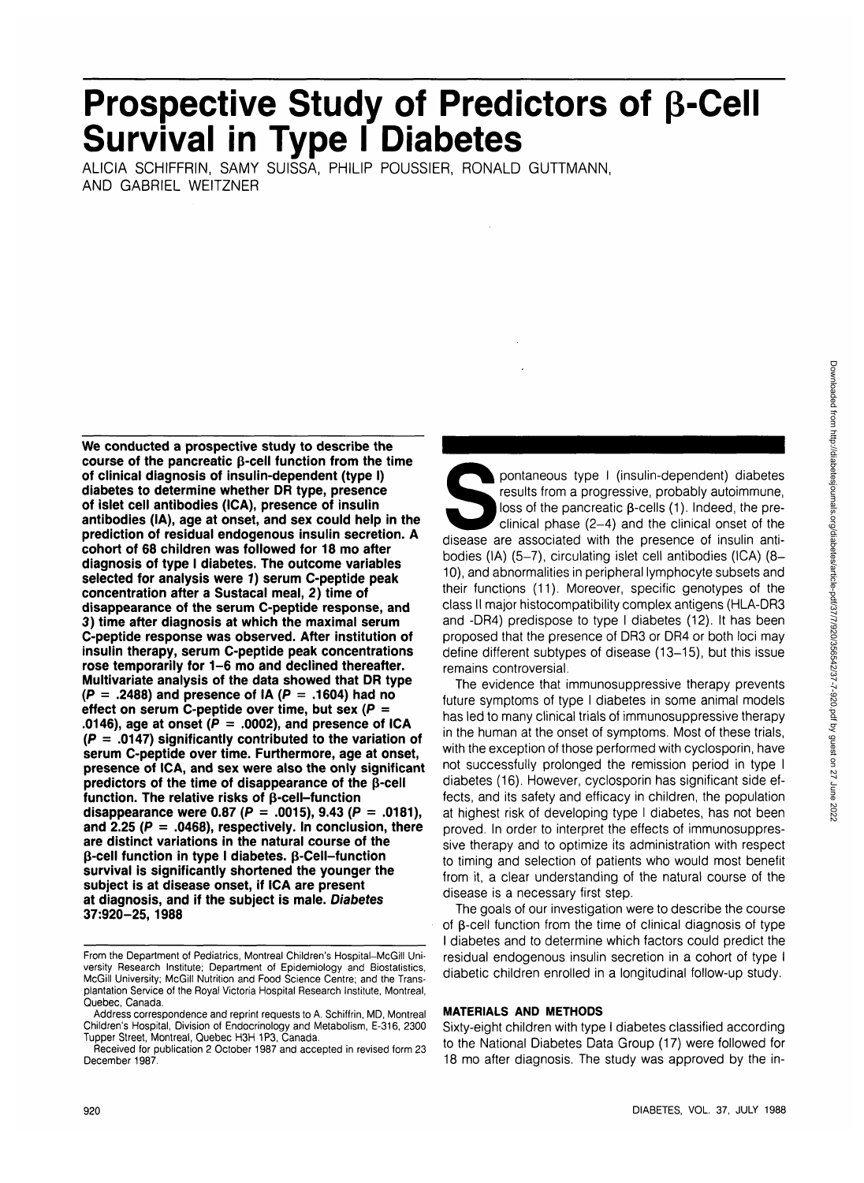# Prospective Study of Predictors of β-Cell Survival in Type I Diabetes

ALICIA SCHIFFRIN, SAMY SUISSA, PHILIP POUSSIER, RONALD GUTTMANN, AND GABRIEL WEITZNER

**We conducted a prospective study to describe the course of the pancreatic β-cell function from the time of clinical diagnosis of insulin-dependent (type I) diabetes to determine whether DR type, presence of islet cell antibodies (ICA), presence of insulin antibodies (IA), age at onset, and sex could help in the prediction of residual endogenous insulin secretion. A cohort of 68 children was followed for 18 mo after diagnosis of type I diabetes. The outcome variables selected for analysis were *1*) serum C-peptide peak concentration after a Sustacal meal, *2*) time of disappearance of the serum C-peptide response, and *3*) time after diagnosis at which the maximal serum C-peptide response was observed. After institution of insulin therapy, serum C-peptide peak concentrations rose temporarily for 1–6 mo and declined thereafter. Multivariate analysis of the data showed that DR type ($P$ = .2488) and presence of IA ($P$ = .1604) had no effect on serum C-peptide over time, but sex ($P$ = .0146), age at onset ($P$ = .0002), and presence of ICA ($P$ = .0147) significantly contributed to the variation of serum C-peptide over time. Furthermore, age at onset, presence of ICA, and sex were also the only significant predictors of the time of disappearance of the β-cell function. The relative risks of β-cell–function disappearance were 0.87 ($P$ = .0015), 9.43 ($P$ = .0181), and 2.25 ($P$ = .0468), respectively. In conclusion, there are distinct variations in the natural course of the β-cell function in type I diabetes. β-Cell–function survival is significantly shortened the younger the subject is at disease onset, if ICA are present at diagnosis, and if the subject is male. *Diabetes* 37:920–25, 1988**

From the Department of Pediatrics, Montreal Children's Hospital–McGill University Research Institute; Department of Epidemiology and Biostatistics, McGill University; McGill Nutrition and Food Science Centre; and the Transplantation Service of the Royal Victoria Hospital Research Institute, Montreal, Quebec, Canada.

Address correspondence and reprint requests to A. Schiffrin, MD, Montreal Children's Hospital, Division of Endocrinology and Metabolism, E-316, 2300 Tupper Street, Montreal, Quebec H3H 1P3, Canada.

Received for publication 2 October 1987 and accepted in revised form 23 December 1987.

Spontaneous type I (insulin-dependent) diabetes results from a progressive, probably autoimmune, loss of the pancreatic β-cells (1). Indeed, the preclinical phase (2–4) and the clinical onset of the disease are associated with the presence of insulin antibodies (IA) (5–7), circulating islet cell antibodies (ICA) (8–10), and abnormalities in peripheral lymphocyte subsets and their functions (11). Moreover, specific genotypes of the class II major histocompatibility complex antigens (HLA-DR3 and -DR4) predispose to type I diabetes (12). It has been proposed that the presence of DR3 or DR4 or both loci may define different subtypes of disease (13–15), but this issue remains controversial.

The evidence that immunosuppressive therapy prevents future symptoms of type I diabetes in some animal models has led to many clinical trials of immunosuppressive therapy in the human at the onset of symptoms. Most of these trials, with the exception of those performed with cyclosporin, have not successfully prolonged the remission period in type I diabetes (16). However, cyclosporin has significant side effects, and its safety and efficacy in children, the population at highest risk of developing type I diabetes, has not been proved. In order to interpret the effects of immunosuppressive therapy and to optimize its administration with respect to timing and selection of patients who would most benefit from it, a clear understanding of the natural course of the disease is a necessary first step.

The goals of our investigation were to describe the course of β-cell function from the time of clinical diagnosis of type I diabetes and to determine which factors could predict the residual endogenous insulin secretion in a cohort of type I diabetic children enrolled in a longitudinal follow-up study.

## MATERIALS AND METHODS

Sixty-eight children with type I diabetes classified according to the National Diabetes Data Group (17) were followed for 18 mo after diagnosis. The study was approved by the in-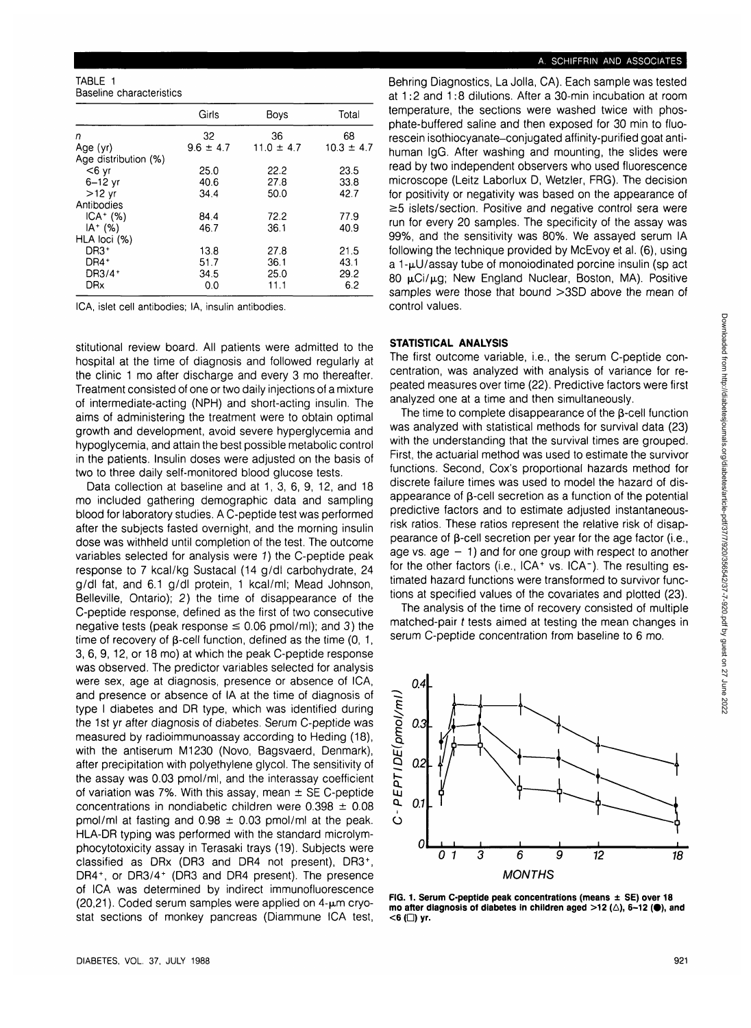TABLE 1
Baseline characteristics

| | Girls | Boys | Total |
|---|---|---|---|
| *n* | 32 | 36 | 68 |
| Age (yr) | 9.6 ± 4.7 | 11.0 ± 4.7 | 10.3 ± 4.7 |
| Age distribution (%) | | | |
| <6 yr | 25.0 | 22.2 | 23.5 |
| 6–12 yr | 40.6 | 27.8 | 33.8 |
| >12 yr | 34.4 | 50.0 | 42.7 |
| Antibodies | | | |
| ICA⁺ (%) | 84.4 | 72.2 | 77.9 |
| IA⁺ (%) | 46.7 | 36.1 | 40.9 |
| HLA loci (%) | | | |
| DR3⁺ | 13.8 | 27.8 | 21.5 |
| DR4⁺ | 51.7 | 36.1 | 43.1 |
| DR3/4⁺ | 34.5 | 25.0 | 29.2 |
| DRx | 0.0 | 11.1 | 6.2 |

ICA, islet cell antibodies; IA, insulin antibodies.

stitutional review board. All patients were admitted to the hospital at the time of diagnosis and followed regularly at the clinic 1 mo after discharge and every 3 mo thereafter. Treatment consisted of one or two daily injections of a mixture of intermediate-acting (NPH) and short-acting insulin. The aims of administering the treatment were to obtain optimal growth and development, avoid severe hyperglycemia and hypoglycemia, and attain the best possible metabolic control in the patients. Insulin doses were adjusted on the basis of two to three daily self-monitored blood glucose tests.

Data collection at baseline and at 1, 3, 6, 9, 12, and 18 mo included gathering demographic data and sampling blood for laboratory studies. A C-peptide test was performed after the subjects fasted overnight, and the morning insulin dose was withheld until completion of the test. The outcome variables selected for analysis were *1*) the C-peptide peak response to 7 kcal/kg Sustacal (14 g/dl carbohydrate, 24 g/dl fat, and 6.1 g/dl protein, 1 kcal/ml; Mead Johnson, Belleville, Ontario); *2*) the time of disappearance of the C-peptide response, defined as the first of two consecutive negative tests (peak response ≤ 0.06 pmol/ml); and *3*) the time of recovery of β-cell function, defined as the time (0, 1, 3, 6, 9, 12, or 18 mo) at which the peak C-peptide response was observed. The predictor variables selected for analysis were sex, age at diagnosis, presence or absence of ICA, and presence or absence of IA at the time of diagnosis of type I diabetes and DR type, which was identified during the 1st yr after diagnosis of diabetes. *Serum C-peptide* was measured by radioimmunoassay according to Heding (18), with the antiserum M1230 (Novo, Bagsvaerd, Denmark), after precipitation with polyethylene glycol. The sensitivity of the assay was 0.03 pmol/ml, and the interassay coefficient of variation was 7%. With this assay, mean ± SE C-peptide concentrations in nondiabetic children were 0.398 ± 0.08 pmol/ml at fasting and 0.98 ± 0.03 pmol/ml at the peak. HLA-DR typing was performed with the standard microlymphocytotoxicity assay in Terasaki trays (19). Subjects were classified as DRx (DR3 and DR4 not present), DR3⁺, DR4⁺, or DR3/4⁺ (DR3 and DR4 present). The presence of ICA was determined by indirect immunofluorescence (20,21). Coded serum samples were applied on 4-μm cryostat sections of monkey pancreas (Diammune ICA test, Behring Diagnostics, La Jolla, CA). Each sample was tested at 1:2 and 1:8 dilutions. After a 30-min incubation at room temperature, the sections were washed twice with phosphate-buffered saline and then exposed for 30 min to fluorescein isothiocyanate–conjugated affinity-purified goat anti-human IgG. After washing and mounting, the slides were read by two independent observers who used fluorescence microscope (Leitz Laborlux D, Wetzler, FRG). The decision for positivity or negativity was based on the appearance of ≥5 islets/section. Positive and negative control sera were run for every 20 samples. The specificity of the assay was 99%, and the sensitivity was 80%. We assayed serum IA following the technique provided by McEvoy et al. (6), using a 1-μU/assay tube of monoiodinated porcine insulin (sp act 80 μCi/μg; New England Nuclear, Boston, MA). Positive samples were those that bound >3SD above the mean of control values.

## STATISTICAL ANALYSIS

The first outcome variable, i.e., the serum C-peptide concentration, was analyzed with analysis of variance for repeated measures over time (22). Predictive factors were first analyzed one at a time and then simultaneously.

The time to complete disappearance of the β-cell function was analyzed with statistical methods for survival data (23) with the understanding that the survival times are grouped. First, the actuarial method was used to estimate the survivor functions. Second, Cox's proportional hazards method for discrete failure times was used to model the hazard of disappearance of β-cell secretion as a function of the potential predictive factors and to estimate adjusted instantaneous-risk ratios. These ratios represent the relative risk of disappearance of β-cell secretion per year for the age factor (i.e., age vs. age − 1) and for one group with respect to another for the other factors (i.e., ICA⁺ vs. ICA⁻). The resulting estimated hazard functions were transformed to survivor functions at specified values of the covariates and plotted (23).

The analysis of the time of recovery consisted of multiple matched-pair *t* tests aimed at testing the mean changes in serum C-peptide concentration from baseline to 6 mo.

**FIG. 1. Serum C-peptide peak concentrations (means ± SE) over 18 mo after diagnosis of diabetes in children aged >12 (△), 6–12 (●), and <6 (□) yr.**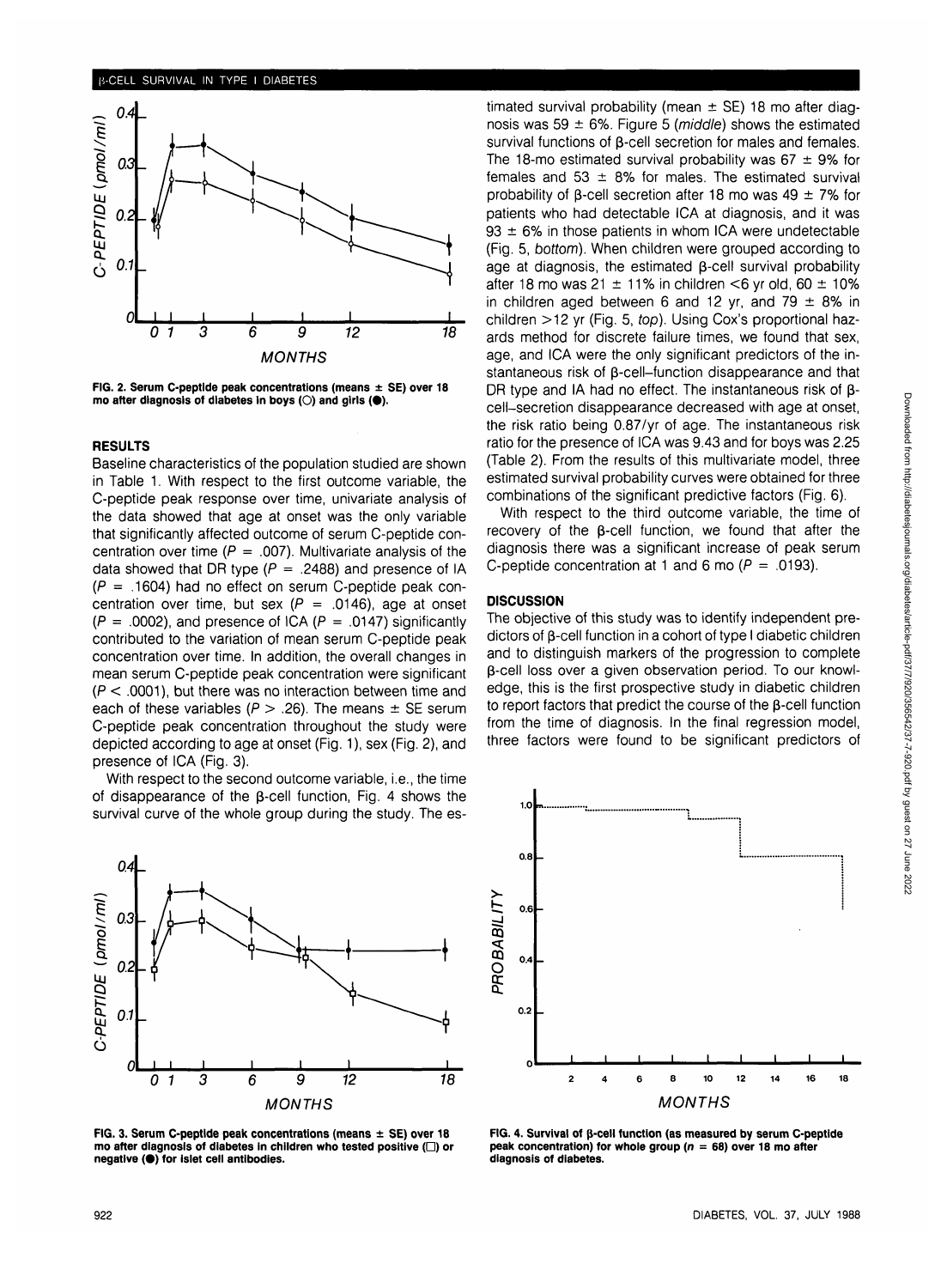FIG. 2. Serum C-peptide peak concentrations (means ± SE) over 18 mo after diagnosis of diabetes in boys (○) and girls (●).

## RESULTS

Baseline characteristics of the population studied are shown in Table 1. With respect to the first outcome variable, the C-peptide peak response over time, univariate analysis of the data showed that age at onset was the only variable that significantly affected outcome of serum C-peptide concentration over time ($P = .007$). Multivariate analysis of the data showed that DR type ($P = .2488$) and presence of IA ($P = .1604$) had no effect on serum C-peptide peak concentration over time, but sex ($P = .0146$), age at onset ($P = .0002$), and presence of ICA ($P = .0147$) significantly contributed to the variation of mean serum C-peptide peak concentration over time. In addition, the overall changes in mean serum C-peptide peak concentration were significant ($P < .0001$), but there was no interaction between time and each of these variables ($P > .26$). The means ± SE serum C-peptide peak concentration throughout the study were depicted according to age at onset (Fig. 1), sex (Fig. 2), and presence of ICA (Fig. 3).

With respect to the second outcome variable, i.e., the time of disappearance of the β-cell function, Fig. 4 shows the survival curve of the whole group during the study. The estimated survival probability (mean ± SE) 18 mo after diagnosis was 59 ± 6%. Figure 5 (*middle*) shows the estimated survival functions of β-cell secretion for males and females. The 18-mo estimated survival probability was 67 ± 9% for females and 53 ± 8% for males. The estimated survival probability of β-cell secretion after 18 mo was 49 ± 7% for patients who had detectable ICA at diagnosis, and it was 93 ± 6% in those patients in whom ICA were undetectable (Fig. 5, *bottom*). When children were grouped according to age at diagnosis, the estimated β-cell survival probability after 18 mo was 21 ± 11% in children <6 yr old, 60 ± 10% in children aged between 6 and 12 yr, and 79 ± 8% in children >12 yr (Fig. 5, *top*). Using Cox's proportional hazards method for discrete failure times, we found that sex, age, and ICA were the only significant predictors of the instantaneous risk of β-cell–function disappearance and that DR type and IA had no effect. The instantaneous risk of β-cell–secretion disappearance decreased with age at onset, the risk ratio being 0.87/yr of age. The instantaneous risk ratio for the presence of ICA was 9.43 and for boys was 2.25 (Table 2). From the results of this multivariate model, three estimated survival probability curves were obtained for three combinations of the significant predictive factors (Fig. 6).

With respect to the third outcome variable, the time of recovery of the β-cell function, we found that after the diagnosis there was a significant increase of peak serum C-peptide concentration at 1 and 6 mo ($P = .0193$).

## DISCUSSION

The objective of this study was to identify independent predictors of β-cell function in a cohort of type I diabetic children and to distinguish markers of the progression to complete β-cell loss over a given observation period. To our knowledge, this is the first prospective study in diabetic children to report factors that predict the course of the β-cell function from the time of diagnosis. In the final regression model, three factors were found to be significant predictors of

FIG. 3. Serum C-peptide peak concentrations (means ± SE) over 18 mo after diagnosis of diabetes in children who tested positive (□) or negative (●) for islet cell antibodies.

FIG. 4. Survival of β-cell function (as measured by serum C-peptide peak concentration) for whole group ($n = 68$) over 18 mo after diagnosis of diabetes.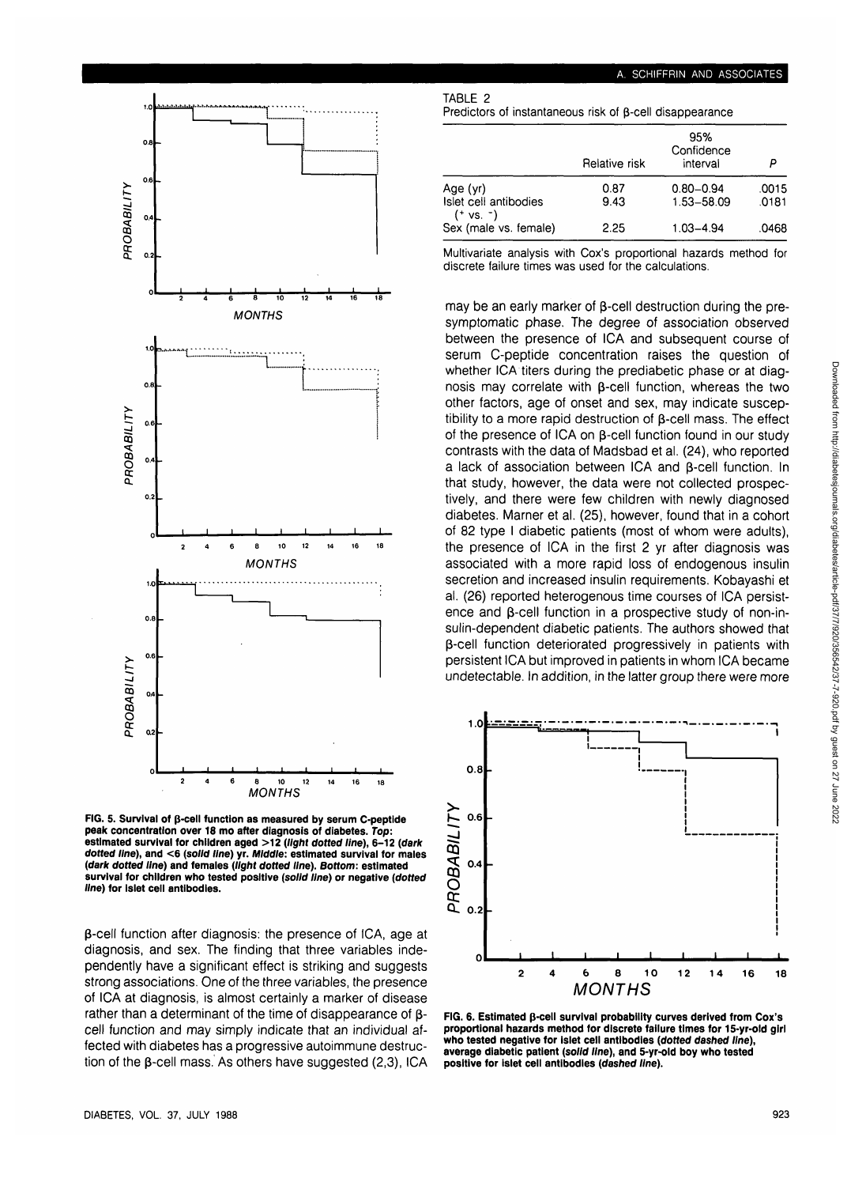TABLE 2
Predictors of instantaneous risk of β-cell disappearance

| | Relative risk | 95% Confidence interval | P |
|---|---|---|---|
| Age (yr) | 0.87 | 0.80–0.94 | .0015 |
| Islet cell antibodies ($^+$ vs. $^-$) | 9.43 | 1.53–58.09 | .0181 |
| Sex (male vs. female) | 2.25 | 1.03–4.94 | .0468 |

Multivariate analysis with Cox's proportional hazards method for discrete failure times was used for the calculations.

**FIG. 5. Survival of β-cell function as measured by serum C-peptide peak concentration over 18 mo after diagnosis of diabetes. *Top*: estimated survival for children aged >12 (*light dotted line*), 6–12 (*dark dotted line*), and <6 (*solid line*) yr. *Middle*: estimated survival for males (*dark dotted line*) and females (*light dotted line*). *Bottom*: estimated survival for children who tested positive (*solid line*) or negative (*dotted line*) for islet cell antibodies.**

β-cell function after diagnosis: the presence of ICA, age at diagnosis, and sex. The finding that three variables independently have a significant effect is striking and suggests strong associations. One of the three variables, the presence of ICA at diagnosis, is almost certainly a marker of disease rather than a determinant of the time of disappearance of β-cell function and may simply indicate that an individual affected with diabetes has a progressive autoimmune destruction of the β-cell mass. As others have suggested (2,3), ICA may be an early marker of β-cell destruction during the presymptomatic phase. The degree of association observed between the presence of ICA and subsequent course of serum C-peptide concentration raises the question of whether ICA titers during the prediabetic phase or at diagnosis may correlate with β-cell function, whereas the two other factors, age of onset and sex, may indicate susceptibility to a more rapid destruction of β-cell mass. The effect of the presence of ICA on β-cell function found in our study contrasts with the data of Madsbad et al. (24), who reported a lack of association between ICA and β-cell function. In that study, however, the data were not collected prospectively, and there were few children with newly diagnosed diabetes. Marner et al. (25), however, found that in a cohort of 82 type I diabetic patients (most of whom were adults), the presence of ICA in the first 2 yr after diagnosis was associated with a more rapid loss of endogenous insulin secretion and increased insulin requirements. Kobayashi et al. (26) reported heterogenous time courses of ICA persistence and β-cell function in a prospective study of non-insulin-dependent diabetic patients. The authors showed that β-cell function deteriorated progressively in patients with persistent ICA but improved in patients in whom ICA became undetectable. In addition, in the latter group there were more

**FIG. 6. Estimated β-cell survival probability curves derived from Cox's proportional hazards method for discrete failure times for 15-yr-old girl who tested negative for islet cell antibodies (*dotted dashed line*), average diabetic patient (*solid line*), and 5-yr-old boy who tested positive for islet cell antibodies (*dashed line*).**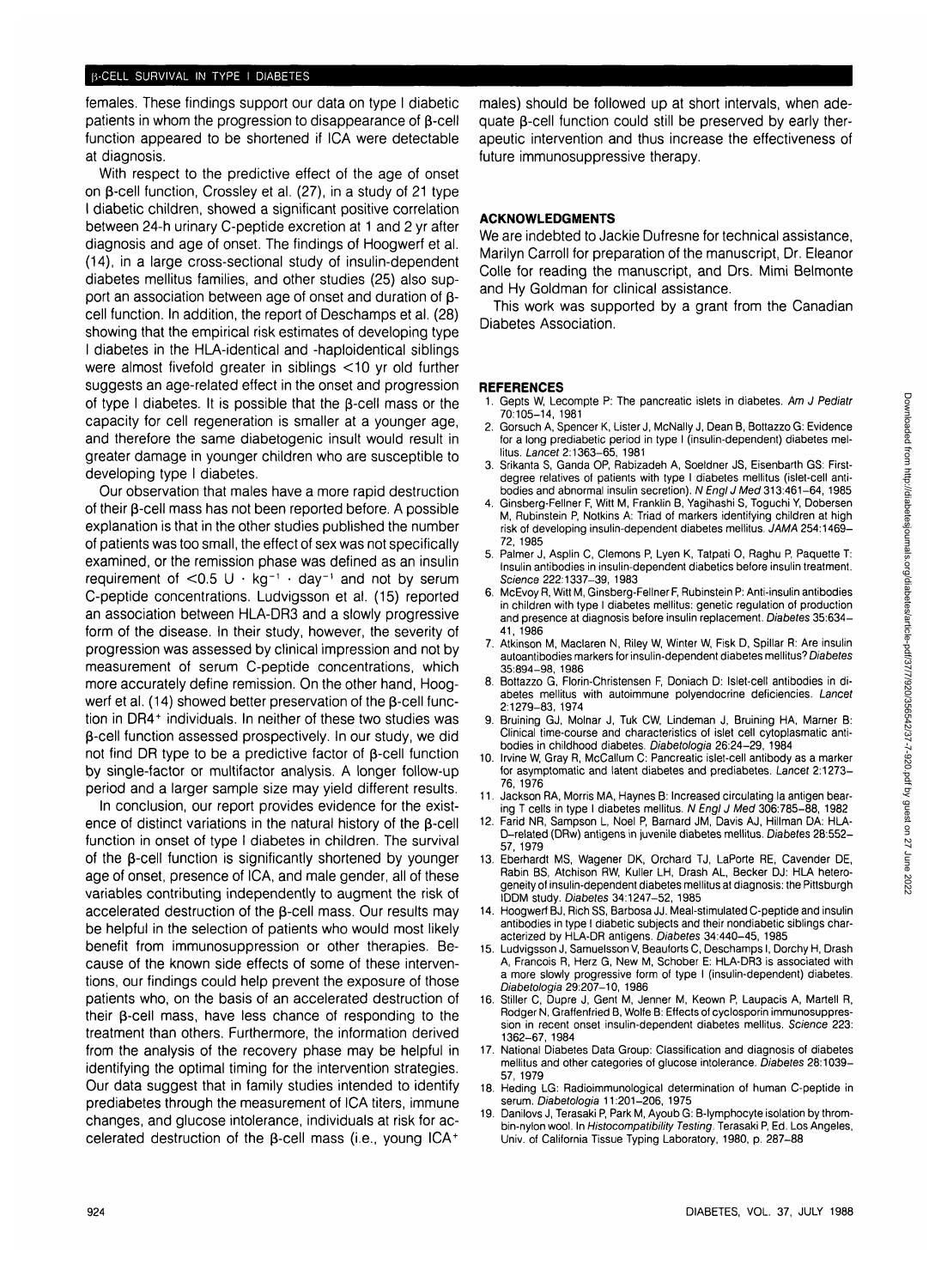females. These findings support our data on type I diabetic patients in whom the progression to disappearance of β-cell function appeared to be shortened if ICA were detectable at diagnosis.

With respect to the predictive effect of the age of onset on β-cell function, Crossley et al. (27), in a study of 21 type I diabetic children, showed a significant positive correlation between 24-h urinary C-peptide excretion at 1 and 2 yr after diagnosis and age of onset. The findings of Hoogwerf et al. (14), in a large cross-sectional study of insulin-dependent diabetes mellitus families, and other studies (25) also support an association between age of onset and duration of β-cell function. In addition, the report of Deschamps et al. (28) showing that the empirical risk estimates of developing type I diabetes in the HLA-identical and -haploidentical siblings were almost fivefold greater in siblings <10 yr old further suggests an age-related effect in the onset and progression of type I diabetes. It is possible that the β-cell mass or the capacity for cell regeneration is smaller at a younger age, and therefore the same diabetogenic insult would result in greater damage in younger children who are susceptible to developing type I diabetes.

Our observation that males have a more rapid destruction of their β-cell mass has not been reported before. A possible explanation is that in the other studies published the number of patients was too small, the effect of sex was not specifically examined, or the remission phase was defined as an insulin requirement of $<0.5\ \text{U} \cdot \text{kg}^{-1} \cdot \text{day}^{-1}$ and not by serum C-peptide concentrations. Ludvigsson et al. (15) reported an association between HLA-DR3 and a slowly progressive form of the disease. In their study, however, the severity of progression was assessed by clinical impression and not by measurement of serum C-peptide concentrations, which more accurately define remission. On the other hand, Hoogwerf et al. (14) showed better preservation of the β-cell function in DR4$^+$ individuals. In neither of these two studies was β-cell function assessed prospectively. In our study, we did not find DR type to be a predictive factor of β-cell function by single-factor or multifactor analysis. A longer follow-up period and a larger sample size may yield different results.

In conclusion, our report provides evidence for the existence of distinct variations in the natural history of the β-cell function in onset of type I diabetes in children. The survival of the β-cell function is significantly shortened by younger age of onset, presence of ICA, and male gender, all of these variables contributing independently to augment the risk of accelerated destruction of the β-cell mass. Our results may be helpful in the selection of patients who would most likely benefit from immunosuppression or other therapies. Because of the known side effects of some of these interventions, our findings could help prevent the exposure of those patients who, on the basis of an accelerated destruction of their β-cell mass, have less chance of responding to the treatment than others. Furthermore, the information derived from the analysis of the recovery phase may be helpful in identifying the optimal timing for the intervention strategies. Our data suggest that in family studies intended to identify prediabetes through the measurement of ICA titers, immune changes, and glucose intolerance, individuals at risk for accelerated destruction of the β-cell mass (i.e., young ICA$^+$ males) should be followed up at short intervals, when adequate β-cell function could still be preserved by early therapeutic intervention and thus increase the effectiveness of future immunosuppressive therapy.

## ACKNOWLEDGMENTS

We are indebted to Jackie Dufresne for technical assistance, Marilyn Carroll for preparation of the manuscript, Dr. Eleanor Colle for reading the manuscript, and Drs. Mimi Belmonte and Hy Goldman for clinical assistance.

This work was supported by a grant from the Canadian Diabetes Association.

## REFERENCES

1. Gepts W, Lecompte P: The pancreatic islets in diabetes. *Am J Pediatr* 70:105–14, 1981
2. Gorsuch A, Spencer K, Lister J, McNally J, Dean B, Bottazzo G: Evidence for a long prediabetic period in type I (insulin-dependent) diabetes mellitus. *Lancet* 2:1363–65, 1981
3. Srikanta S, Ganda OP, Rabizadeh A, Soeldner JS, Eisenbarth GS: First-degree relatives of patients with type I diabetes mellitus (islet-cell antibodies and abnormal insulin secretion). *N Engl J Med* 313:461–64, 1985
4. Ginsberg-Fellner F, Witt M, Franklin B, Yagihashi S, Toguchi Y, Dobersen M, Rubinstein P, Notkins A: Triad of markers identifying children at high risk of developing insulin-dependent diabetes mellitus. *JAMA* 254:1469–72, 1985
5. Palmer J, Asplin C, Clemons P, Lyen K, Tatpati O, Raghu P, Paquette T: Insulin antibodies in insulin-dependent diabetics before insulin treatment. *Science* 222:1337–39, 1983
6. McEvoy R, Witt M, Ginsberg-Fellner F, Rubinstein P: Anti-insulin antibodies in children with type I diabetes mellitus: genetic regulation of production and presence at diagnosis before insulin replacement. *Diabetes* 35:634–41, 1986
7. Atkinson M, Maclaren N, Riley W, Winter W, Fisk D, Spillar R: Are insulin autoantibodies markers for insulin-dependent diabetes mellitus? *Diabetes* 35:894–98, 1986
8. Bottazzo G, Florin-Christensen F, Doniach D: Islet-cell antibodies in diabetes mellitus with autoimmune polyendocrine deficiencies. *Lancet* 2:1279–83, 1974
9. Bruining GJ, Molnar J, Tuk CW, Lindeman J, Bruining HA, Marner B: Clinical time-course and characteristics of islet cell cytoplasmatic antibodies in childhood diabetes. *Diabetologia* 26:24–29, 1984
10. Irvine W, Gray R, McCallum C: Pancreatic islet-cell antibody as a marker for asymptomatic and latent diabetes and prediabetes. *Lancet* 2:1273–76, 1976
11. Jackson RA, Morris MA, Haynes B: Increased circulating Ia antigen bearing T cells in type I diabetes mellitus. *N Engl J Med* 306:785–88, 1982
12. Farid NR, Sampson L, Noel P, Barnard JM, Davis AJ, Hillman DA: HLA-D–related (DRw) antigens in juvenile diabetes mellitus. *Diabetes* 28:552–57, 1979
13. Eberhardt MS, Wagener DK, Orchard TJ, LaPorte RE, Cavender DE, Rabin BS, Atchison RW, Kuller LH, Drash AL, Becker DJ: HLA heterogeneity of insulin-dependent diabetes mellitus at diagnosis: the Pittsburgh IDDM study. *Diabetes* 34:1247–52, 1985
14. Hoogwerf BJ, Rich SS, Barbosa JJ. Meal-stimulated C-peptide and insulin antibodies in type I diabetic subjects and their nondiabetic siblings characterized by HLA-DR antigens. *Diabetes* 34:440–45, 1985
15. Ludvigsson J, Samuelsson V, Beauforts C, Deschamps I, Dorchy H, Drash A, Francois R, Herz G, New M, Schober E: HLA-DR3 is associated with a more slowly progressive form of type I (insulin-dependent) diabetes. *Diabetologia* 29:207–10, 1986
16. Stiller C, Dupre J, Gent M, Jenner M, Keown P, Laupacis A, Martell R, Rodger N, Graffenfried B, Wolfe B: Effects of cyclosporin immunosuppression in recent onset insulin-dependent diabetes mellitus. *Science* 223: 1362–67, 1984
17. National Diabetes Data Group: Classification and diagnosis of diabetes mellitus and other categories of glucose intolerance. *Diabetes* 28:1039–57, 1979
18. Heding LG: Radioimmunological determination of human C-peptide in serum. *Diabetologia* 11:201–206, 1975
19. Danilovs J, Terasaki P, Park M, Ayoub G: B-lymphocyte isolation by thrombin-nylon wool. In *Histocompatibility Testing*. Terasaki P, Ed. Los Angeles, Univ. of California Tissue Typing Laboratory, 1980, p. 287–88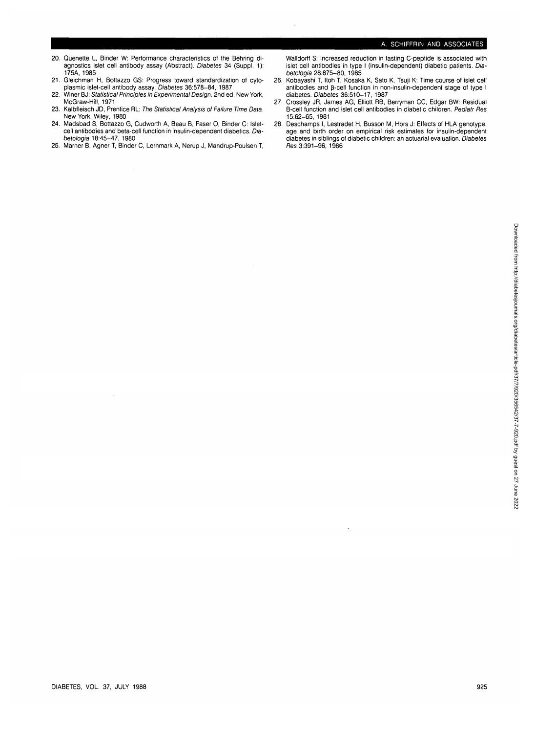20. Quenette L, Binder W: Performance characteristics of the Behring diagnostics islet cell antibody assay (Abstract). *Diabetes* 34 (Suppl. 1): 175A, 1985
21. Gleichman H, Bottazzo GS: Progress toward standardization of cytoplasmic islet-cell antibody assay. *Diabetes* 36:578–84, 1987
22. Winer BJ: *Statistical Principles in Experimental Design*. 2nd ed. New York, McGraw-Hill, 1971
23. Kalbfleisch JD, Prentice RL: *The Statistical Analysis of Failure Time Data*. New York, Wiley, 1980
24. Madsbad S, Bottazzo G, Cudworth A, Beau B, Faser O, Binder C: Islet-cell antibodies and beta-cell function in insulin-dependent diabetics. *Diabetologia* 18:45–47, 1980
25. Marner B, Agner T, Binder C, Lernmark A, Nerup J, Mandrup-Poulsen T, Walldorff S: Increased reduction in fasting C-peptide is associated with islet cell antibodies in type I (insulin-dependent) diabetic patients. *Diabetologia* 28:875–80, 1985
26. Kobayashi T, Itoh T, Kosaka K, Sato K, Tsuji K: Time course of islet cell antibodies and β-cell function in non-insulin-dependent stage of type I diabetes. *Diabetes* 36:510–17, 1987
27. Crossley JR, James AG, Elliott RB, Berryman CC, Edgar BW: Residual B-cell function and islet cell antibodies in diabetic children. *Pediatr Res* 15:62–65, 1981
28. Deschamps I, Lestradet H, Busson M, Hors J: Effects of HLA genotype, age and birth order on empirical risk estimates for insulin-dependent diabetes in siblings of diabetic children: an actuarial evaluation. *Diabetes Res* 3:391–96, 1986